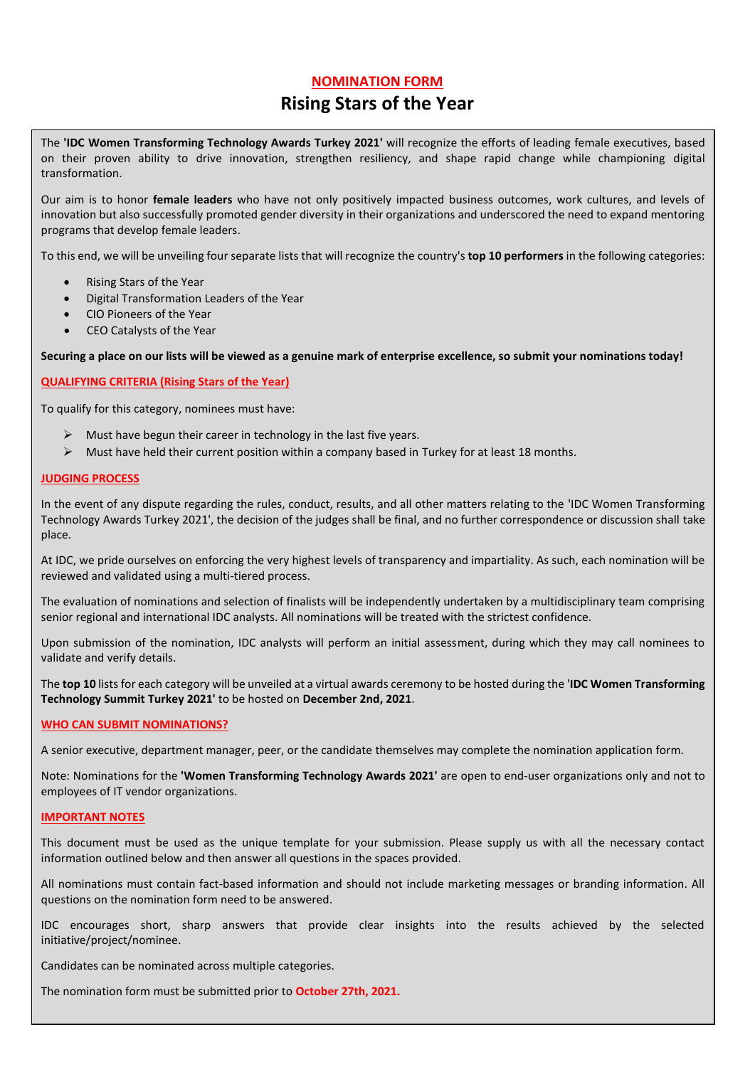# NOMINATION FORM

# Rising Stars of the Year

The **'IDC Women Transforming Technology Awards Turkey 2021'** will recognize the efforts of leading female executives, based on their proven ability to drive innovation, strengthen resiliency, and shape rapid change while championing digital transformation.

Our aim is to honor **female leaders** who have not only positively impacted business outcomes, work cultures, and levels of innovation but also successfully promoted gender diversity in their organizations and underscored the need to expand mentoring programs that develop female leaders.

To this end, we will be unveiling four separate lists that will recognize the country's **top 10 performers** in the following categories:

- Rising Stars of the Year
- Digital Transformation Leaders of the Year
- CIO Pioneers of the Year
- CEO Catalysts of the Year

**Securing a place on our lists will be viewed as a genuine mark of enterprise excellence, so submit your nominations today!**

## QUALIFYING CRITERIA (Rising Stars of the Year)

To qualify for this category, nominees must have:

- Must have begun their career in technology in the last five years.
- Must have held their current position within a company based in Turkey for at least 18 months.

## JUDGING PROCESS

In the event of any dispute regarding the rules, conduct, results, and all other matters relating to the 'IDC Women Transforming Technology Awards Turkey 2021', the decision of the judges shall be final, and no further correspondence or discussion shall take place.

At IDC, we pride ourselves on enforcing the very highest levels of transparency and impartiality. As such, each nomination will be reviewed and validated using a multi-tiered process.

The evaluation of nominations and selection of finalists will be independently undertaken by a multidisciplinary team comprising senior regional and international IDC analysts. All nominations will be treated with the strictest confidence.

Upon submission of the nomination, IDC analysts will perform an initial assessment, during which they may call nominees to validate and verify details.

The **top 10** lists for each category will be unveiled at a virtual awards ceremony to be hosted during the '**IDC Women Transforming Technology Summit Turkey 2021'** to be hosted on **December 2nd, 2021**.

## WHO CAN SUBMIT NOMINATIONS?

A senior executive, department manager, peer, or the candidate themselves may complete the nomination application form.

Note: Nominations for the **'Women Transforming Technology Awards 2021'** are open to end-user organizations only and not to employees of IT vendor organizations.

## IMPORTANT NOTES

This document must be used as the unique template for your submission. Please supply us with all the necessary contact information outlined below and then answer all questions in the spaces provided.

All nominations must contain fact-based information and should not include marketing messages or branding information. All questions on the nomination form need to be answered.

IDC encourages short, sharp answers that provide clear insights into the results achieved by the selected initiative/project/nominee.

Candidates can be nominated across multiple categories.

The nomination form must be submitted prior to **October 27th, 2021.**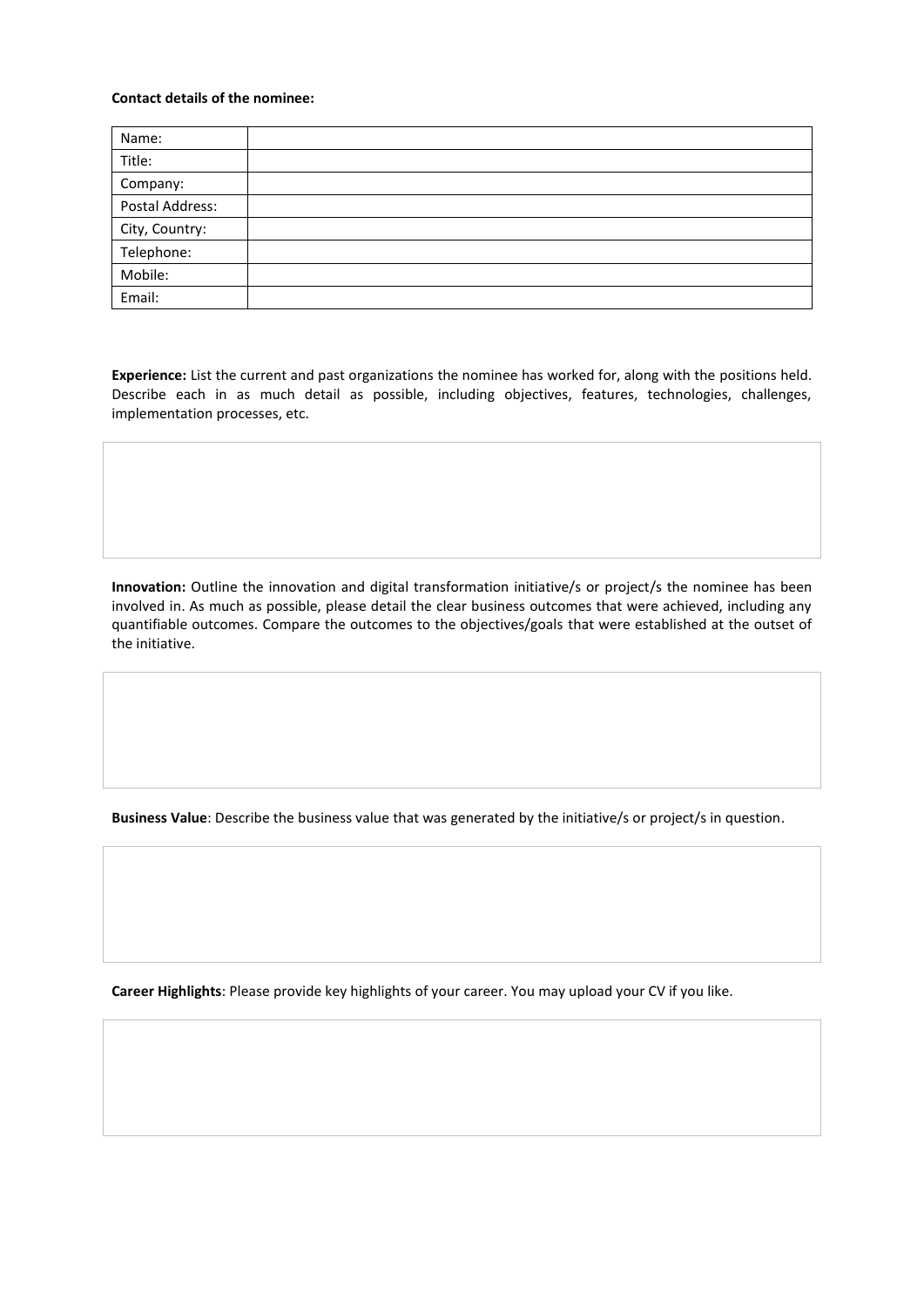**Contact details of the nominee:**

| Name: | |
|---|---|
| Title: | |
| Company: | |
| Postal Address: | |
| City, Country: | |
| Telephone: | |
| Mobile: | |
| Email: | |

**Experience:** List the current and past organizations the nominee has worked for, along with the positions held. Describe each in as much detail as possible, including objectives, features, technologies, challenges, implementation processes, etc.

**Innovation:** Outline the innovation and digital transformation initiative/s or project/s the nominee has been involved in. As much as possible, please detail the clear business outcomes that were achieved, including any quantifiable outcomes. Compare the outcomes to the objectives/goals that were established at the outset of the initiative.

**Business Value**: Describe the business value that was generated by the initiative/s or project/s in question.

**Career Highlights**: Please provide key highlights of your career. You may upload your CV if you like.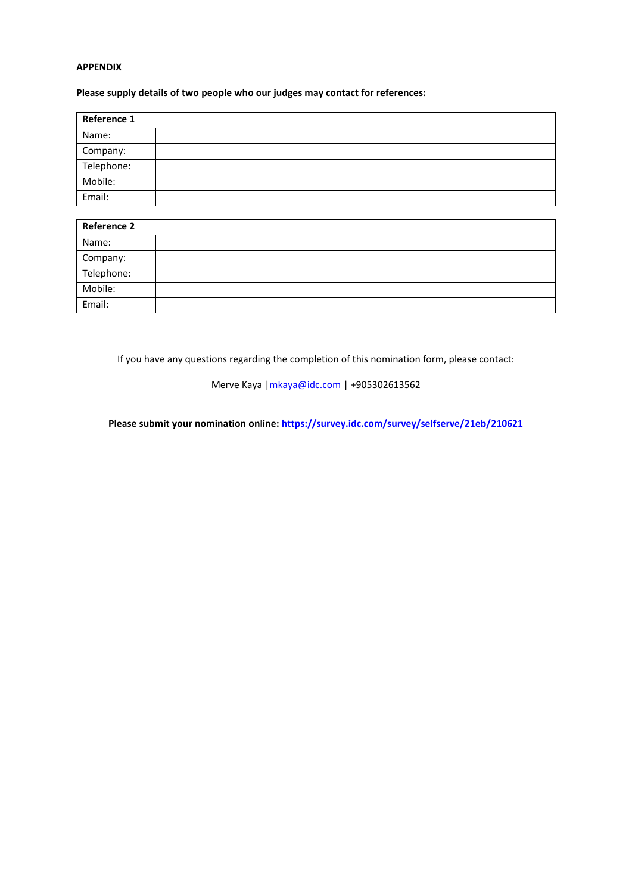**APPENDIX**

**Please supply details of two people who our judges may contact for references:**

| **Reference 1** | |
|---|---|
| Name: | |
| Company: | |
| Telephone: | |
| Mobile: | |
| Email: | |

| **Reference 2** | |
|---|---|
| Name: | |
| Company: | |
| Telephone: | |
| Mobile: | |
| Email: | |

If you have any questions regarding the completion of this nomination form, please contact:

Merve Kaya |mkaya@idc.com | +905302613562

**Please submit your nomination online: https://survey.idc.com/survey/selfserve/21eb/210621**